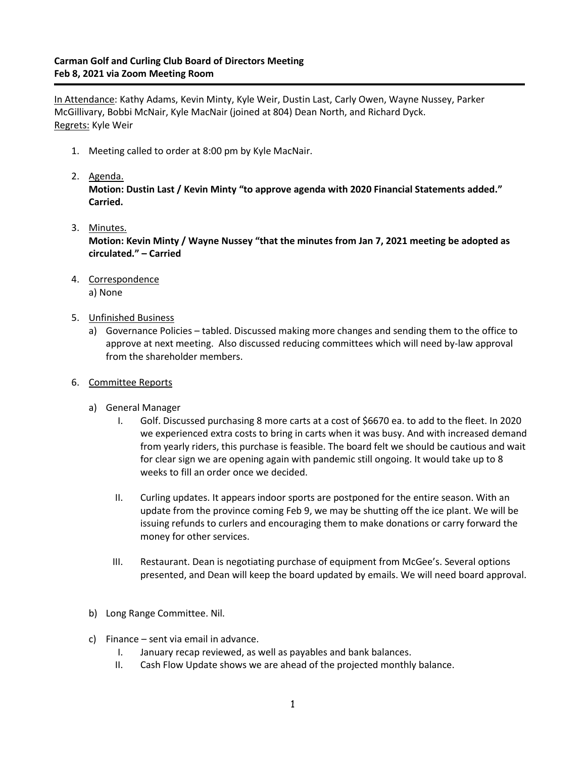**Carman Golf and Curling Club Board of Directors Meeting**
**Feb 8, 2021 via Zoom Meeting Room**

<u>In Attendance</u>: Kathy Adams, Kevin Minty, Kyle Weir, Dustin Last, Carly Owen, Wayne Nussey, Parker McGillivary, Bobbi McNair, Kyle MacNair (joined at 804) Dean North, and Richard Dyck.
<u>Regrets:</u> Kyle Weir

1. Meeting called to order at 8:00 pm by Kyle MacNair.

2. <u>Agenda.</u>
   **Motion: Dustin Last / Kevin Minty "to approve agenda with 2020 Financial Statements added." Carried.**

3. <u>Minutes.</u>
   **Motion: Kevin Minty / Wayne Nussey "that the minutes from Jan 7, 2021 meeting be adopted as circulated." – Carried**

4. <u>Correspondence</u>
   a) None

5. <u>Unfinished Business</u>
   a) Governance Policies – tabled. Discussed making more changes and sending them to the office to approve at next meeting. Also discussed reducing committees which will need by-law approval from the shareholder members.

6. <u>Committee Reports</u>

   a) General Manager
      I. Golf. Discussed purchasing 8 more carts at a cost of $6670 ea. to add to the fleet. In 2020 we experienced extra costs to bring in carts when it was busy. And with increased demand from yearly riders, this purchase is feasible. The board felt we should be cautious and wait for clear sign we are opening again with pandemic still ongoing. It would take up to 8 weeks to fill an order once we decided.

      II. Curling updates. It appears indoor sports are postponed for the entire season. With an update from the province coming Feb 9, we may be shutting off the ice plant. We will be issuing refunds to curlers and encouraging them to make donations or carry forward the money for other services.

      III. Restaurant. Dean is negotiating purchase of equipment from McGee's. Several options presented, and Dean will keep the board updated by emails. We will need board approval.

   b) Long Range Committee. Nil.

   c) Finance – sent via email in advance.
      I. January recap reviewed, as well as payables and bank balances.
      II. Cash Flow Update shows we are ahead of the projected monthly balance.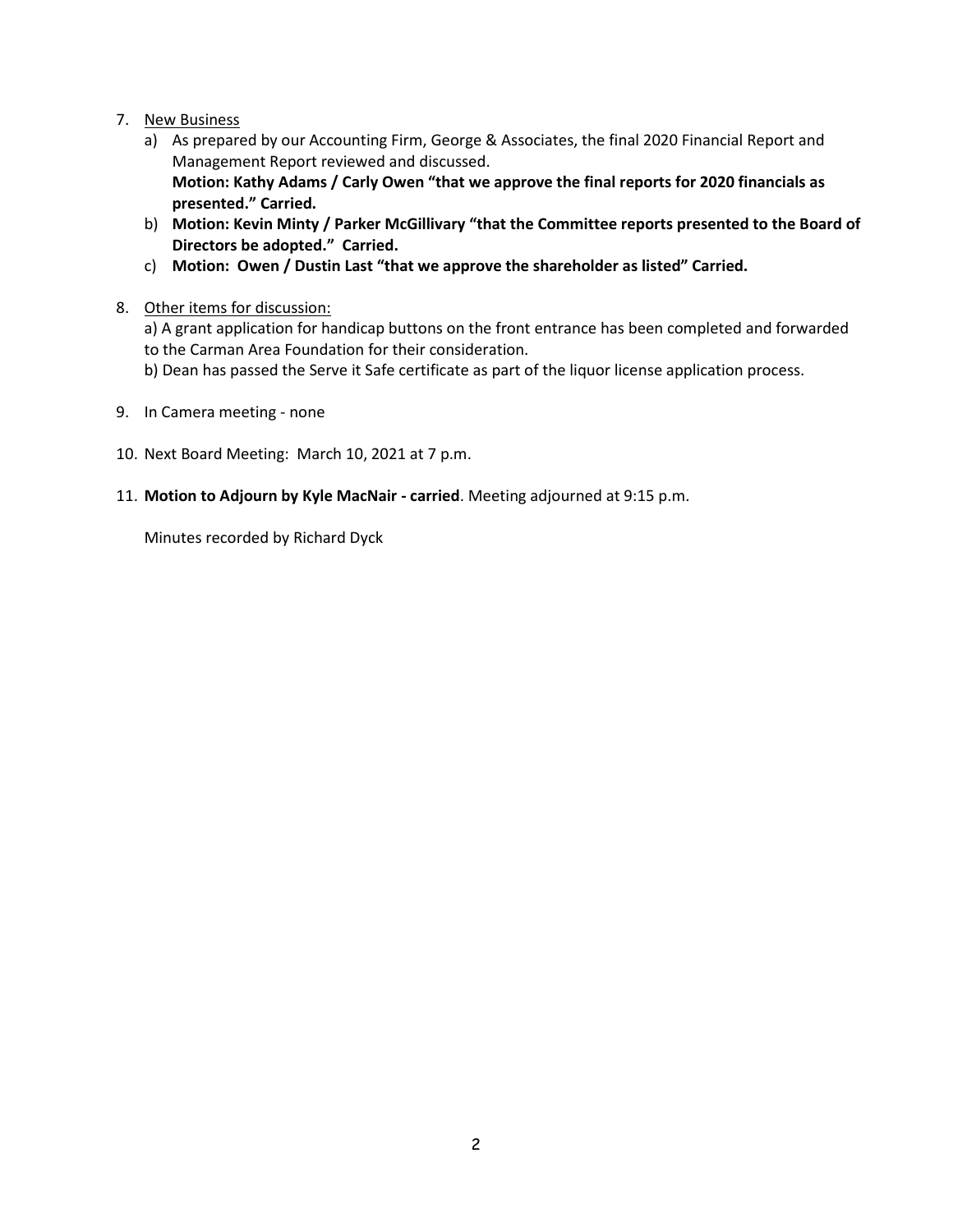7. New Business
   a) As prepared by our Accounting Firm, George & Associates, the final 2020 Financial Report and Management Report reviewed and discussed.
   **Motion: Kathy Adams / Carly Owen "that we approve the final reports for 2020 financials as presented." Carried.**
   b) **Motion: Kevin Minty / Parker McGillivary "that the Committee reports presented to the Board of Directors be adopted." Carried.**
   c) **Motion: Owen / Dustin Last "that we approve the shareholder as listed" Carried.**

8. Other items for discussion:
   a) A grant application for handicap buttons on the front entrance has been completed and forwarded to the Carman Area Foundation for their consideration.
   b) Dean has passed the Serve it Safe certificate as part of the liquor license application process.

9. In Camera meeting - none

10. Next Board Meeting: March 10, 2021 at 7 p.m.

11. **Motion to Adjourn by Kyle MacNair - carried**. Meeting adjourned at 9:15 p.m.

    Minutes recorded by Richard Dyck